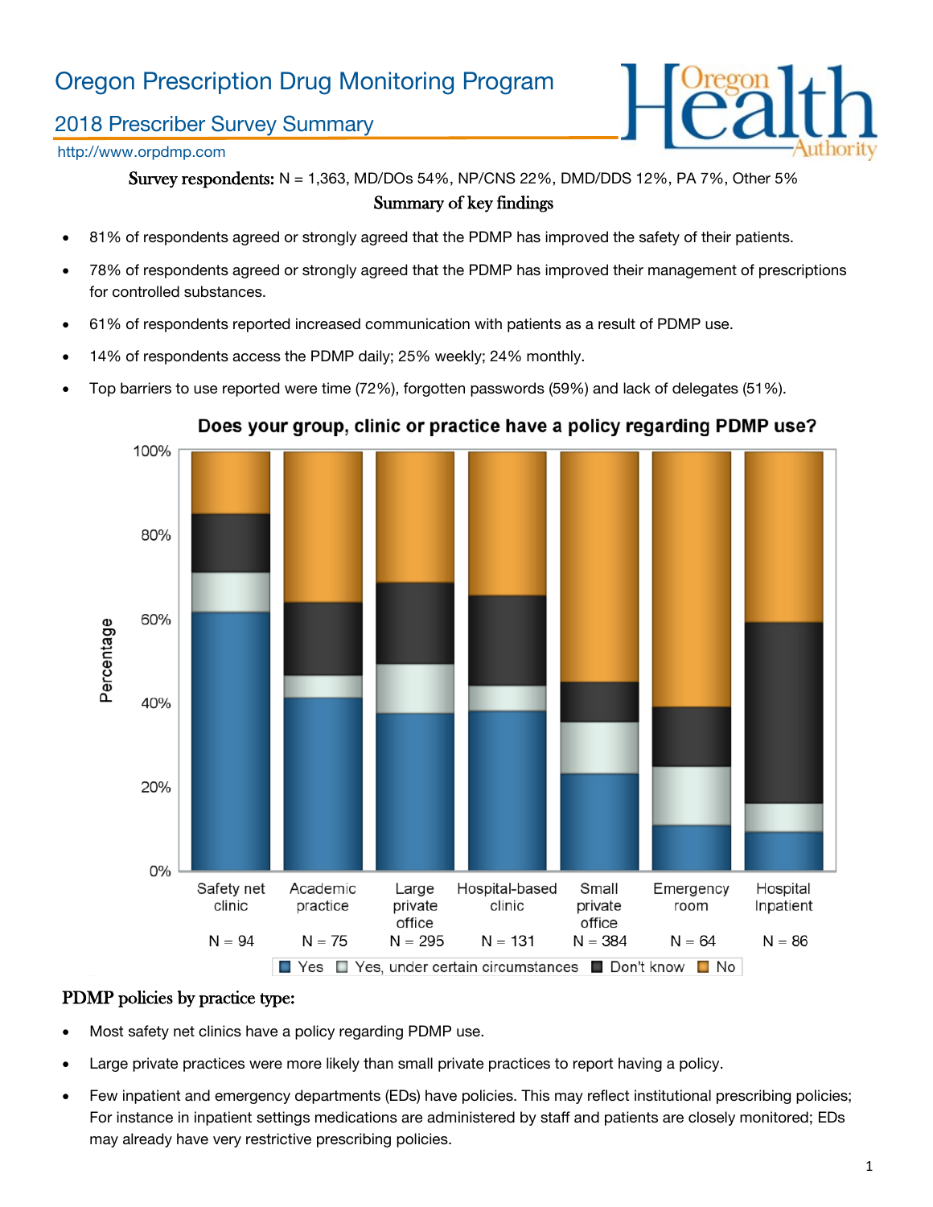# Oregon Prescription Drug Monitoring Program

## 2018 Prescriber Survey Summary

http://www.orpdmp.com

**Survey respondents:** N = 1,363, MD/DOs 54%, NP/CNS 22%, DMD/DDS 12%, PA 7%, Other 5%

### Summary of key findings

- 81% of respondents agreed or strongly agreed that the PDMP has improved the safety of their patients.
- 78% of respondents agreed or strongly agreed that the PDMP has improved their management of prescriptions for controlled substances.
- 61% of respondents reported increased communication with patients as a result of PDMP use.
- 14% of respondents access the PDMP daily; 25% weekly; 24% monthly.
- Top barriers to use reported were time (72%), forgotten passwords (59%) and lack of delegates (51%).

**Does your group, clinic or practice have a policy regarding PDMP use?**

| Practice type | N |
|---|---|
| Safety net clinic | N = 94 |
| Academic practice | N = 75 |
| Large private office | N = 295 |
| Hospital-based clinic | N = 131 |
| Small private office | N = 384 |
| Emergency room | N = 64 |
| Hospital Inpatient | N = 86 |

Legend: Yes; Yes, under certain circumstances; Don't know; No

### PDMP policies by practice type:

- Most safety net clinics have a policy regarding PDMP use.
- Large private practices were more likely than small private practices to report having a policy.
- Few inpatient and emergency departments (EDs) have policies. This may reflect institutional prescribing policies; For instance in inpatient settings medications are administered by staff and patients are closely monitored; EDs may already have very restrictive prescribing policies.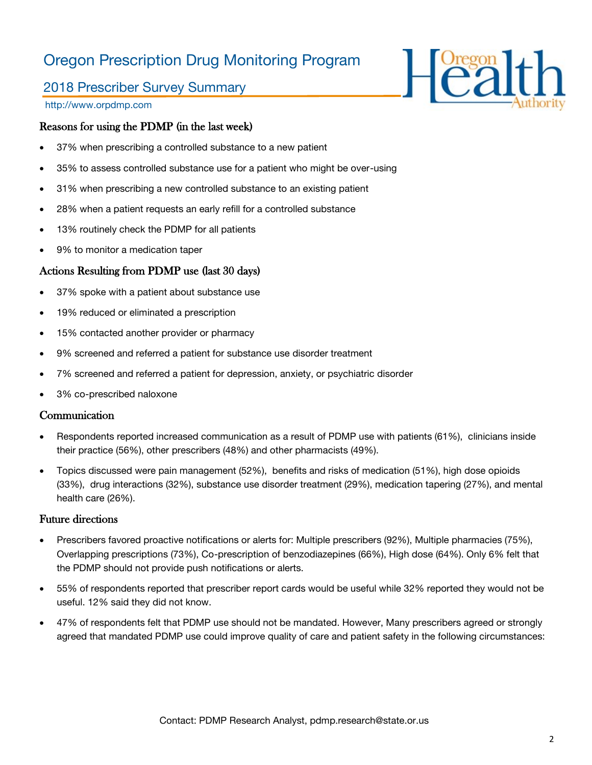# Oregon Prescription Drug Monitoring Program

## 2018 Prescriber Survey Summary

http://www.orpdmp.com

### Reasons for using the PDMP (in the last week)

- 37% when prescribing a controlled substance to a new patient
- 35% to assess controlled substance use for a patient who might be over-using
- 31% when prescribing a new controlled substance to an existing patient
- 28% when a patient requests an early refill for a controlled substance
- 13% routinely check the PDMP for all patients
- 9% to monitor a medication taper

### Actions Resulting from PDMP use (last 30 days)

- 37% spoke with a patient about substance use
- 19% reduced or eliminated a prescription
- 15% contacted another provider or pharmacy
- 9% screened and referred a patient for substance use disorder treatment
- 7% screened and referred a patient for depression, anxiety, or psychiatric disorder
- 3% co-prescribed naloxone

### Communication

- Respondents reported increased communication as a result of PDMP use with patients (61%), clinicians inside their practice (56%), other prescribers (48%) and other pharmacists (49%).
- Topics discussed were pain management (52%), benefits and risks of medication (51%), high dose opioids (33%), drug interactions (32%), substance use disorder treatment (29%), medication tapering (27%), and mental health care (26%).

### Future directions

- Prescribers favored proactive notifications or alerts for: Multiple prescribers (92%), Multiple pharmacies (75%), Overlapping prescriptions (73%), Co-prescription of benzodiazepines (66%), High dose (64%). Only 6% felt that the PDMP should not provide push notifications or alerts.
- 55% of respondents reported that prescriber report cards would be useful while 32% reported they would not be useful. 12% said they did not know.
- 47% of respondents felt that PDMP use should not be mandated. However, Many prescribers agreed or strongly agreed that mandated PDMP use could improve quality of care and patient safety in the following circumstances:

Contact: PDMP Research Analyst, pdmp.research@state.or.us